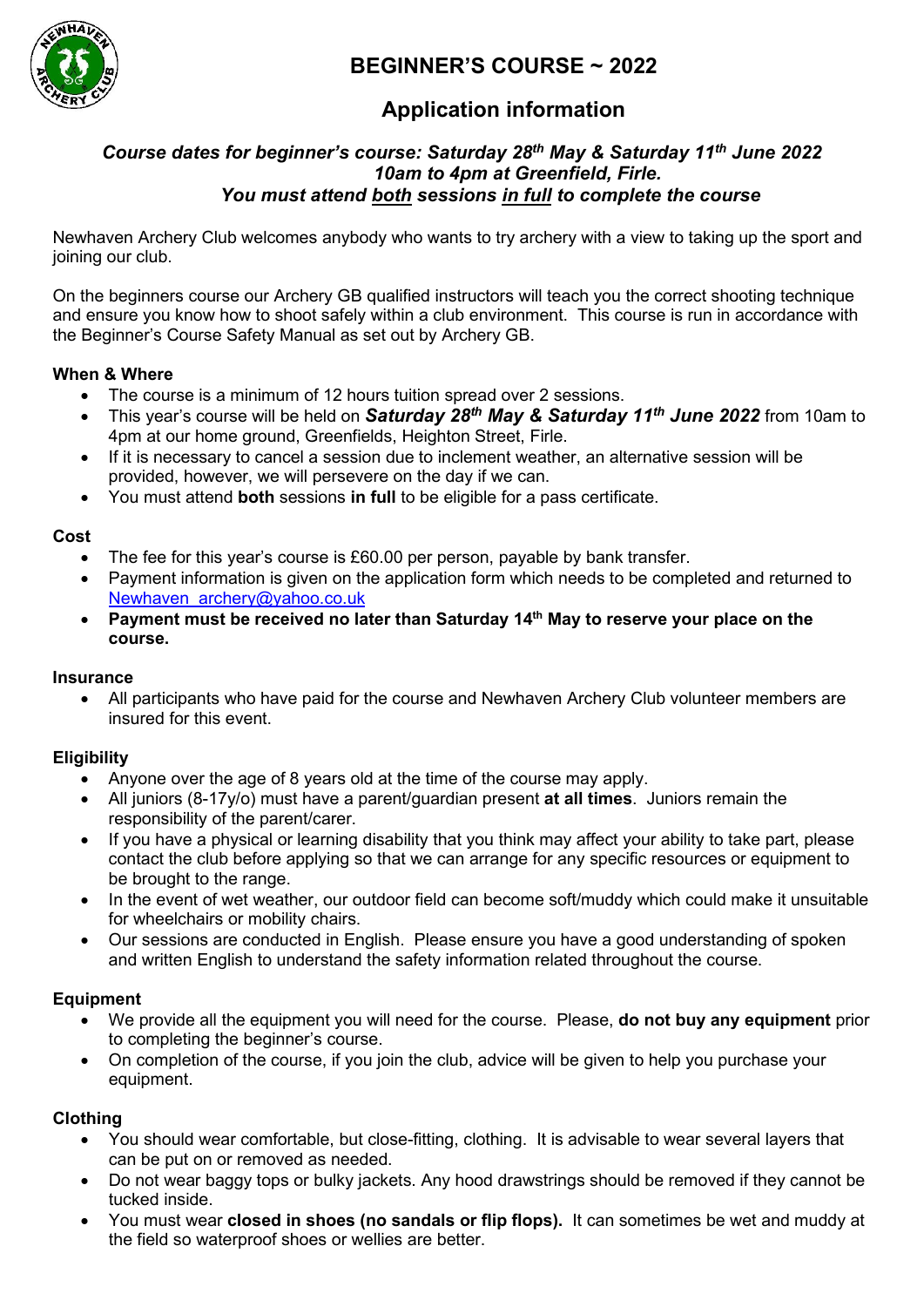# BEGINNER'S COURSE ~ 2022

## Application information

***Course dates for beginner's course: Saturday 28th May & Saturday 11th June 2022***
***10am to 4pm at Greenfield, Firle.***
***You must attend both sessions in full to complete the course***

Newhaven Archery Club welcomes anybody who wants to try archery with a view to taking up the sport and joining our club.

On the beginners course our Archery GB qualified instructors will teach you the correct shooting technique and ensure you know how to shoot safely within a club environment. This course is run in accordance with the Beginner's Course Safety Manual as set out by Archery GB.

### When & Where

- The course is a minimum of 12 hours tuition spread over 2 sessions.
- This year's course will be held on ***Saturday 28th May & Saturday 11th June 2022*** from 10am to 4pm at our home ground, Greenfields, Heighton Street, Firle.
- If it is necessary to cancel a session due to inclement weather, an alternative session will be provided, however, we will persevere on the day if we can.
- You must attend **both** sessions **in full** to be eligible for a pass certificate.

### Cost

- The fee for this year's course is £60.00 per person, payable by bank transfer.
- Payment information is given on the application form which needs to be completed and returned to Newhaven_archery@yahoo.co.uk
- **Payment must be received no later than Saturday 14th May to reserve your place on the course.**

### Insurance

- All participants who have paid for the course and Newhaven Archery Club volunteer members are insured for this event.

### Eligibility

- Anyone over the age of 8 years old at the time of the course may apply.
- All juniors (8-17y/o) must have a parent/guardian present **at all times**. Juniors remain the responsibility of the parent/carer.
- If you have a physical or learning disability that you think may affect your ability to take part, please contact the club before applying so that we can arrange for any specific resources or equipment to be brought to the range.
- In the event of wet weather, our outdoor field can become soft/muddy which could make it unsuitable for wheelchairs or mobility chairs.
- Our sessions are conducted in English. Please ensure you have a good understanding of spoken and written English to understand the safety information related throughout the course.

### Equipment

- We provide all the equipment you will need for the course. Please, **do not buy any equipment** prior to completing the beginner's course.
- On completion of the course, if you join the club, advice will be given to help you purchase your equipment.

### Clothing

- You should wear comfortable, but close-fitting, clothing. It is advisable to wear several layers that can be put on or removed as needed.
- Do not wear baggy tops or bulky jackets. Any hood drawstrings should be removed if they cannot be tucked inside.
- You must wear **closed in shoes (no sandals or flip flops).** It can sometimes be wet and muddy at the field so waterproof shoes or wellies are better.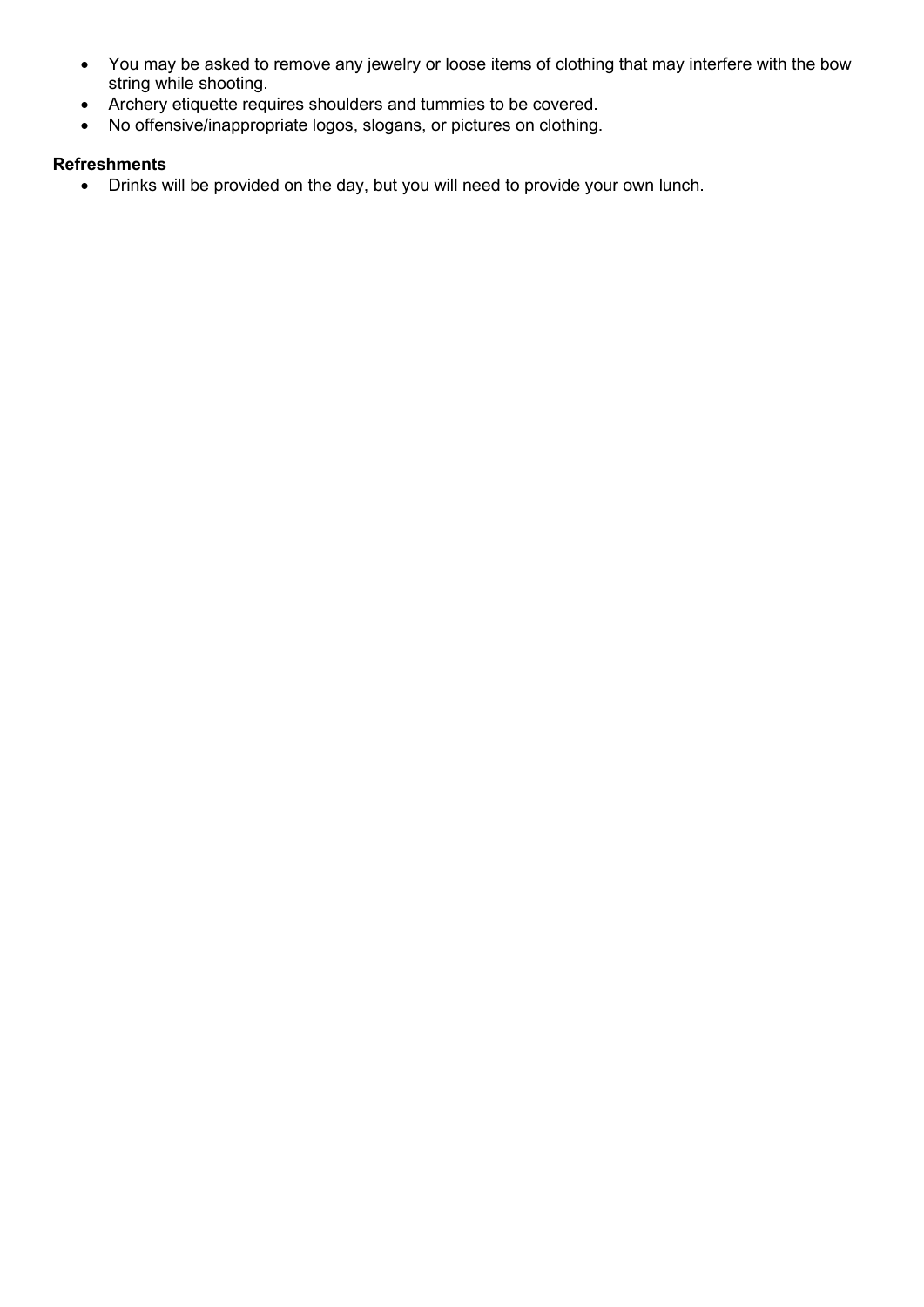- You may be asked to remove any jewelry or loose items of clothing that may interfere with the bow string while shooting.
- Archery etiquette requires shoulders and tummies to be covered.
- No offensive/inappropriate logos, slogans, or pictures on clothing.

**Refreshments**

- Drinks will be provided on the day, but you will need to provide your own lunch.